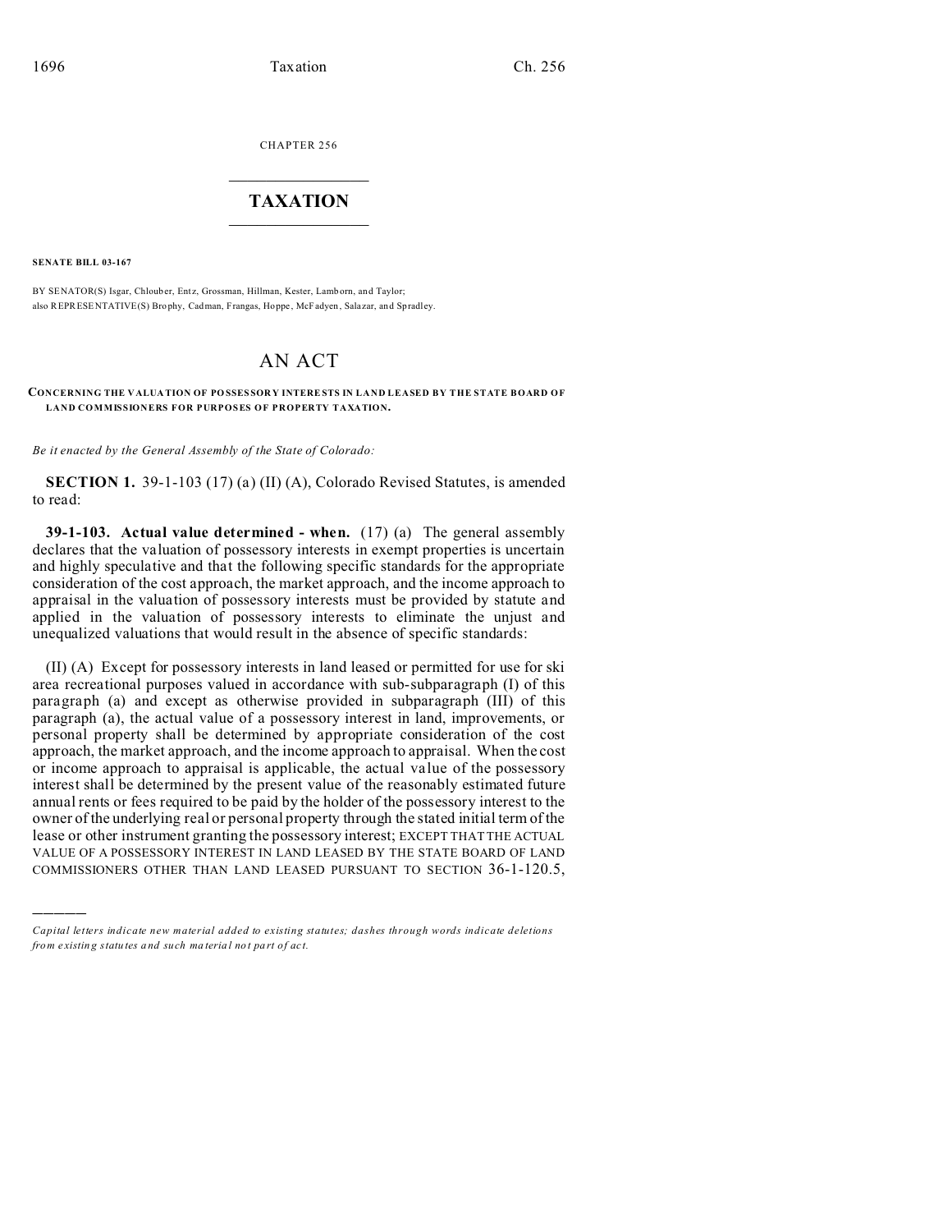CHAPTER 256

# TAXATION

**SENATE BILL 03-167**

BY SENATOR(S) Isgar, Chlouber, Entz, Grossman, Hillman, Kester, Lamborn, and Taylor;
also REPRESENTATIVE(S) Brophy, Cadman, Frangas, Hoppe, McFadyen, Salazar, and Spradley.

# AN ACT

**CONCERNING THE VALUATION OF POSSESSORY INTERESTS IN LAND LEASED BY THE STATE BOARD OF LAND COMMISSIONERS FOR PURPOSES OF PROPERTY TAXATION.**

*Be it enacted by the General Assembly of the State of Colorado:*

**SECTION 1.** 39-1-103 (17) (a) (II) (A), Colorado Revised Statutes, is amended to read:

**39-1-103. Actual value determined - when.** (17) (a) The general assembly declares that the valuation of possessory interests in exempt properties is uncertain and highly speculative and that the following specific standards for the appropriate consideration of the cost approach, the market approach, and the income approach to appraisal in the valuation of possessory interests must be provided by statute and applied in the valuation of possessory interests to eliminate the unjust and unequalized valuations that would result in the absence of specific standards:

(II) (A) Except for possessory interests in land leased or permitted for use for ski area recreational purposes valued in accordance with sub-subparagraph (I) of this paragraph (a) and except as otherwise provided in subparagraph (III) of this paragraph (a), the actual value of a possessory interest in land, improvements, or personal property shall be determined by appropriate consideration of the cost approach, the market approach, and the income approach to appraisal. When the cost or income approach to appraisal is applicable, the actual value of the possessory interest shall be determined by the present value of the reasonably estimated future annual rents or fees required to be paid by the holder of the possessory interest to the owner of the underlying real or personal property through the stated initial term of the lease or other instrument granting the possessory interest; EXCEPT THAT THE ACTUAL VALUE OF A POSSESSORY INTEREST IN LAND LEASED BY THE STATE BOARD OF LAND COMMISSIONERS OTHER THAN LAND LEASED PURSUANT TO SECTION 36-1-120.5,

---

*Capital letters indicate new material added to existing statutes; dashes through words indicate deletions from existing statutes and such material not part of act.*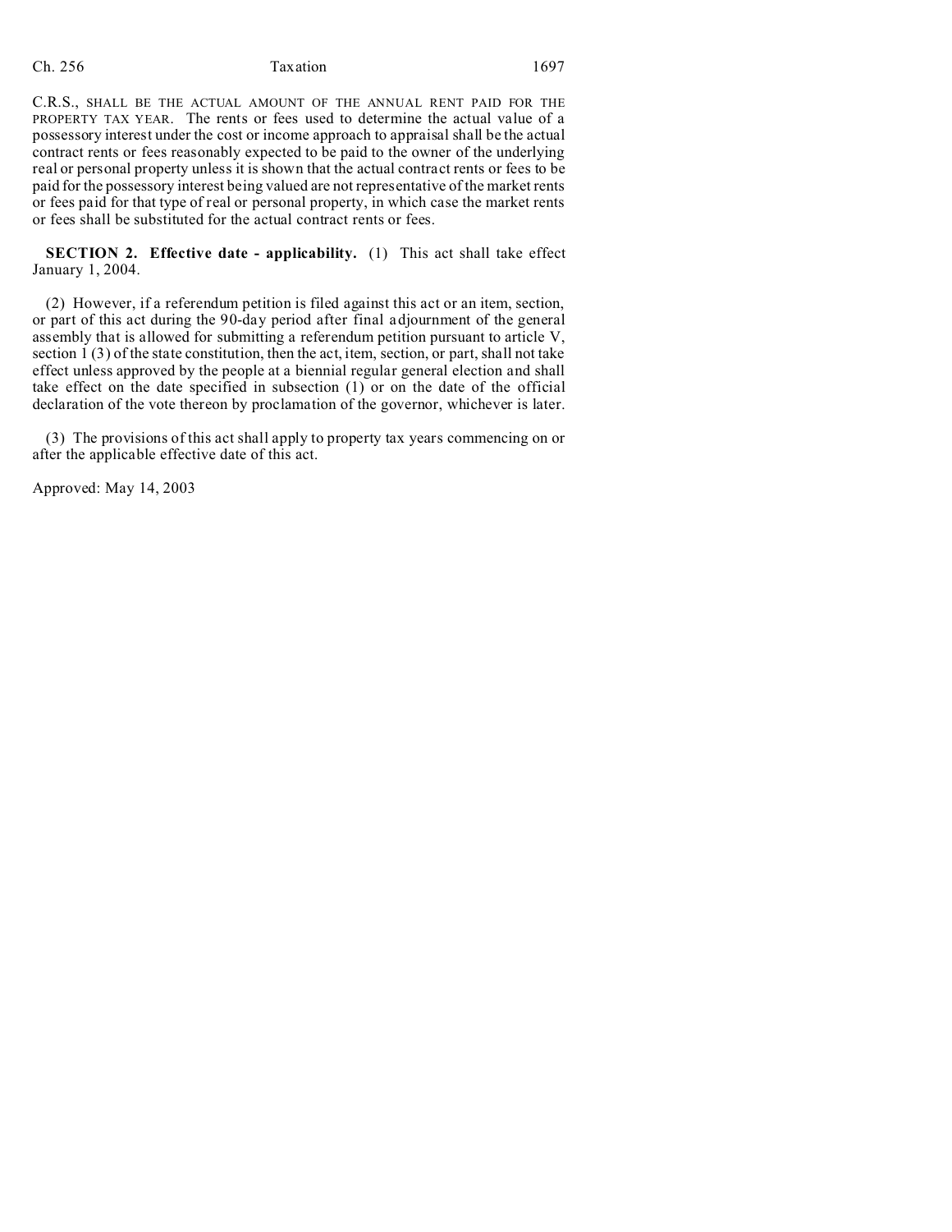C.R.S., SHALL BE THE ACTUAL AMOUNT OF THE ANNUAL RENT PAID FOR THE PROPERTY TAX YEAR. The rents or fees used to determine the actual value of a possessory interest under the cost or income approach to appraisal shall be the actual contract rents or fees reasonably expected to be paid to the owner of the underlying real or personal property unless it is shown that the actual contract rents or fees to be paid for the possessory interest being valued are not representative of the market rents or fees paid for that type of real or personal property, in which case the market rents or fees shall be substituted for the actual contract rents or fees.

**SECTION 2. Effective date - applicability.** (1) This act shall take effect January 1, 2004.

(2) However, if a referendum petition is filed against this act or an item, section, or part of this act during the 90-day period after final adjournment of the general assembly that is allowed for submitting a referendum petition pursuant to article V, section 1 (3) of the state constitution, then the act, item, section, or part, shall not take effect unless approved by the people at a biennial regular general election and shall take effect on the date specified in subsection (1) or on the date of the official declaration of the vote thereon by proclamation of the governor, whichever is later.

(3) The provisions of this act shall apply to property tax years commencing on or after the applicable effective date of this act.

Approved: May 14, 2003